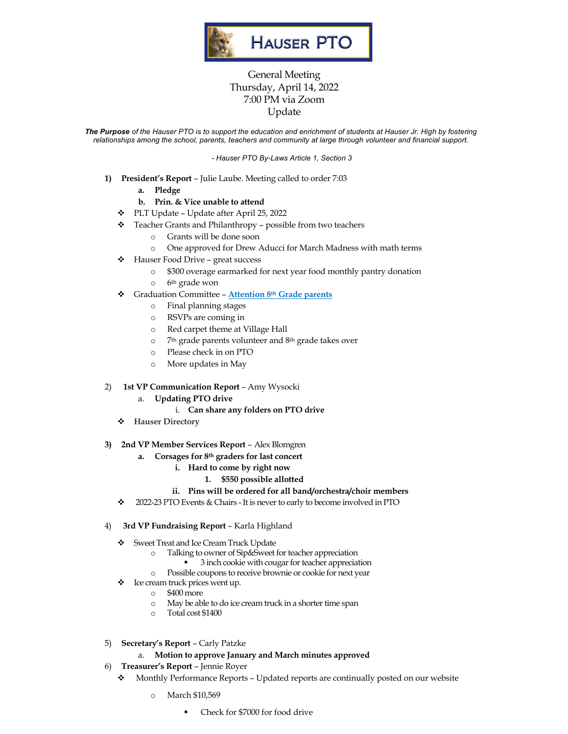# Hauser PTO

General Meeting
Thursday, April 14, 2022
7:00 PM via Zoom
Update

***The Purpose** of the Hauser PTO is to support the education and enrichment of students at Hauser Jr. High by fostering relationships among the school, parents, teachers and community at large through volunteer and financial support.*

*- Hauser PTO By-Laws Article 1, Section 3*

1) **President's Report** – Julie Laube. Meeting called to order 7:03
   a. **Pledge**
   b. **Prin. & Vice unable to attend**
   - PLT Update – Update after April 25, 2022
   - Teacher Grants and Philanthropy – possible from two teachers
     - Grants will be done soon
     - One approved for Drew Aducci for March Madness with math terms
   - Hauser Food Drive – great success
     - $300 overage earmarked for next year food monthly pantry donation
     - 6th grade won
   - Graduation Committee – **Attention 8th Grade parents**
     - Final planning stages
     - RSVPs are coming in
     - Red carpet theme at Village Hall
     - 7th grade parents volunteer and 8th grade takes over
     - Please check in on PTO
     - More updates in May

2) **1st VP Communication Report** – Amy Wysocki
   a. **Updating PTO drive**
      i. **Can share any folders on PTO drive**
   - **Hauser Directory**

3) **2nd VP Member Services Report** – Alex Blomgren
   a. **Corsages for 8th graders for last concert**
      i. **Hard to come by right now**
         1. **$550 possible allotted**
      ii. **Pins will be ordered for all band/orchestra/choir members**
   - 2022-23 PTO Events & Chairs - It is never to early to become involved in PTO

4) **3rd VP Fundraising Report** – Karla Highland
   - Sweet Treat and Ice Cream Truck Update
     - Talking to owner of Sip&Sweet for teacher appreciation
       - 3 inch cookie with cougar for teacher appreciation
     - Possible coupons to receive brownie or cookie for next year
   - Ice cream truck prices went up.
     - $400 more
     - May be able to do ice cream truck in a shorter time span
     - Total cost $1400

5) **Secretary's Report** – Carly Patzke
   a. **Motion to approve January and March minutes approved**

6) **Treasurer's Report** – Jennie Royer
   - Monthly Performance Reports – Updated reports are continually posted on our website
     - March $10,569
       - Check for $7000 for food drive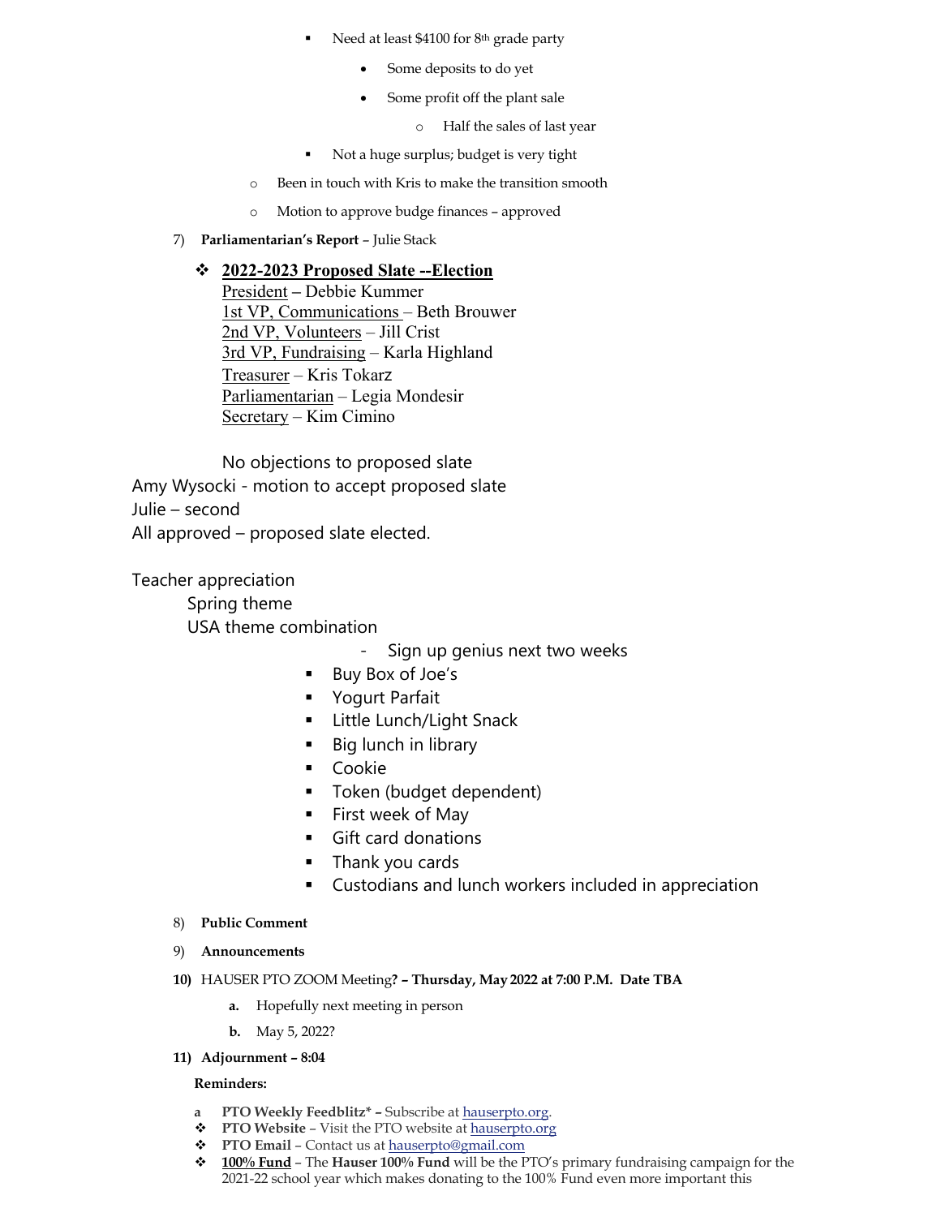- Need at least $4100 for 8th grade party
  - Some deposits to do yet
  - Some profit off the plant sale
    - Half the sales of last year
- Not a huge surplus; budget is very tight

- Been in touch with Kris to make the transition smooth
- Motion to approve budge finances – approved

7) **Parliamentarian's Report** – Julie Stack

❖ **2022-2023 Proposed Slate --Election**

President – Debbie Kummer
1st VP, Communications – Beth Brouwer
2nd VP, Volunteers – Jill Crist
3rd VP, Fundraising – Karla Highland
Treasurer – Kris Tokarz
Parliamentarian – Legia Mondesir
Secretary – Kim Cimino

No objections to proposed slate

Amy Wysocki - motion to accept proposed slate
Julie – second
All approved – proposed slate elected.

Teacher appreciation

Spring theme
USA theme combination

- Sign up genius next two weeks
  - Buy Box of Joe's
  - Yogurt Parfait
  - Little Lunch/Light Snack
  - Big lunch in library
  - Cookie
  - Token (budget dependent)
  - First week of May
  - Gift card donations
  - Thank you cards
  - Custodians and lunch workers included in appreciation

8) **Public Comment**

9) **Announcements**

10) HAUSER PTO ZOOM Meeting**? – Thursday, May 2022 at 7:00 P.M. Date TBA**

a. Hopefully next meeting in person

b. May 5, 2022?

11) **Adjournment – 8:04**

**Reminders:**

- a **PTO Weekly Feedblitz* –** Subscribe at hauserpto.org.
- ❖ **PTO Website** – Visit the PTO website at hauserpto.org
- ❖ **PTO Email** – Contact us at hauserpto@gmail.com
- ❖ **100% Fund** – The **Hauser 100% Fund** will be the PTO's primary fundraising campaign for the 2021-22 school year which makes donating to the 100% Fund even more important this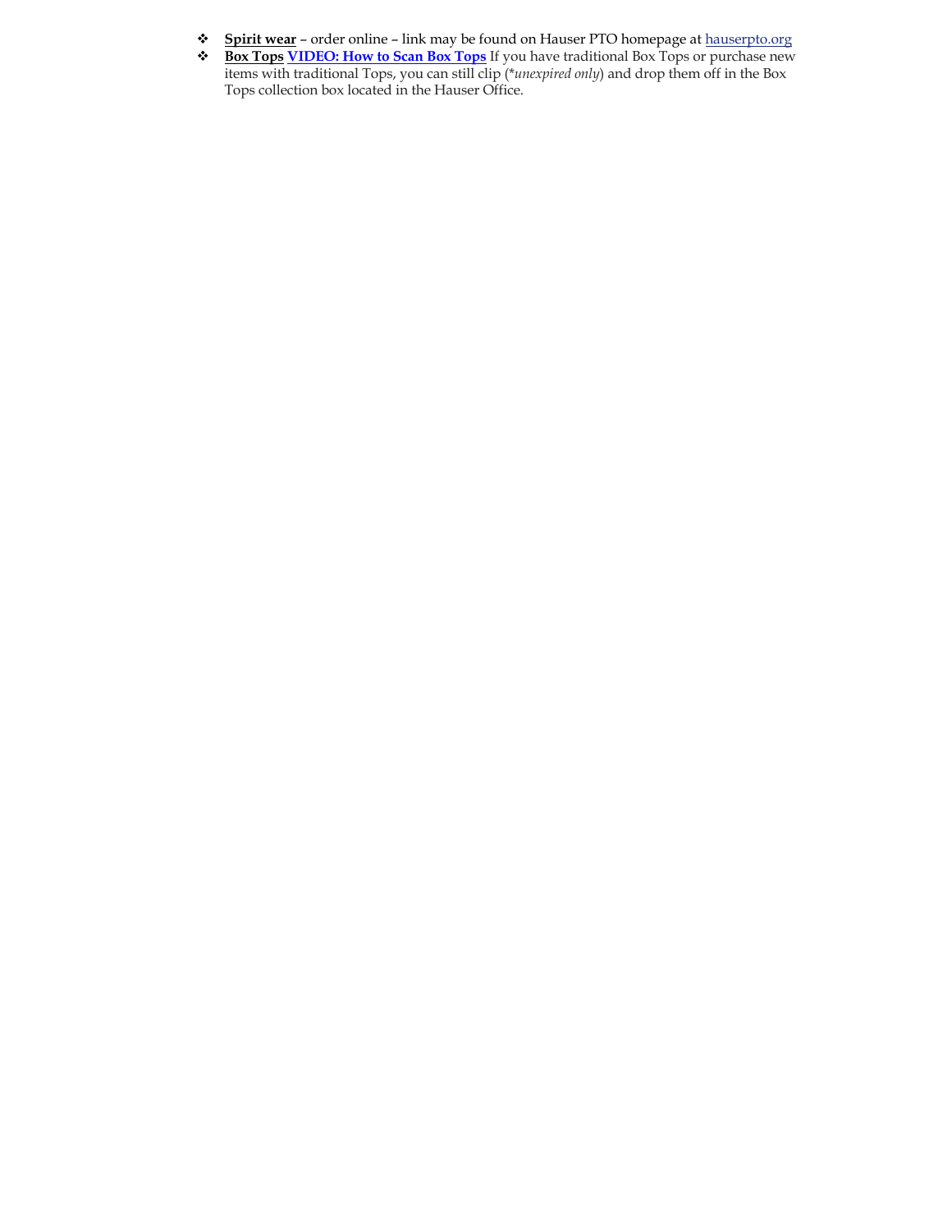- **Spirit wear** – order online – link may be found on Hauser PTO homepage at [hauserpto.org](hauserpto.org)
- **Box Tops** **VIDEO: How to Scan Box Tops** If you have traditional Box Tops or purchase new items with traditional Tops, you can still clip (*\*unexpired only*) and drop them off in the Box Tops collection box located in the Hauser Office.